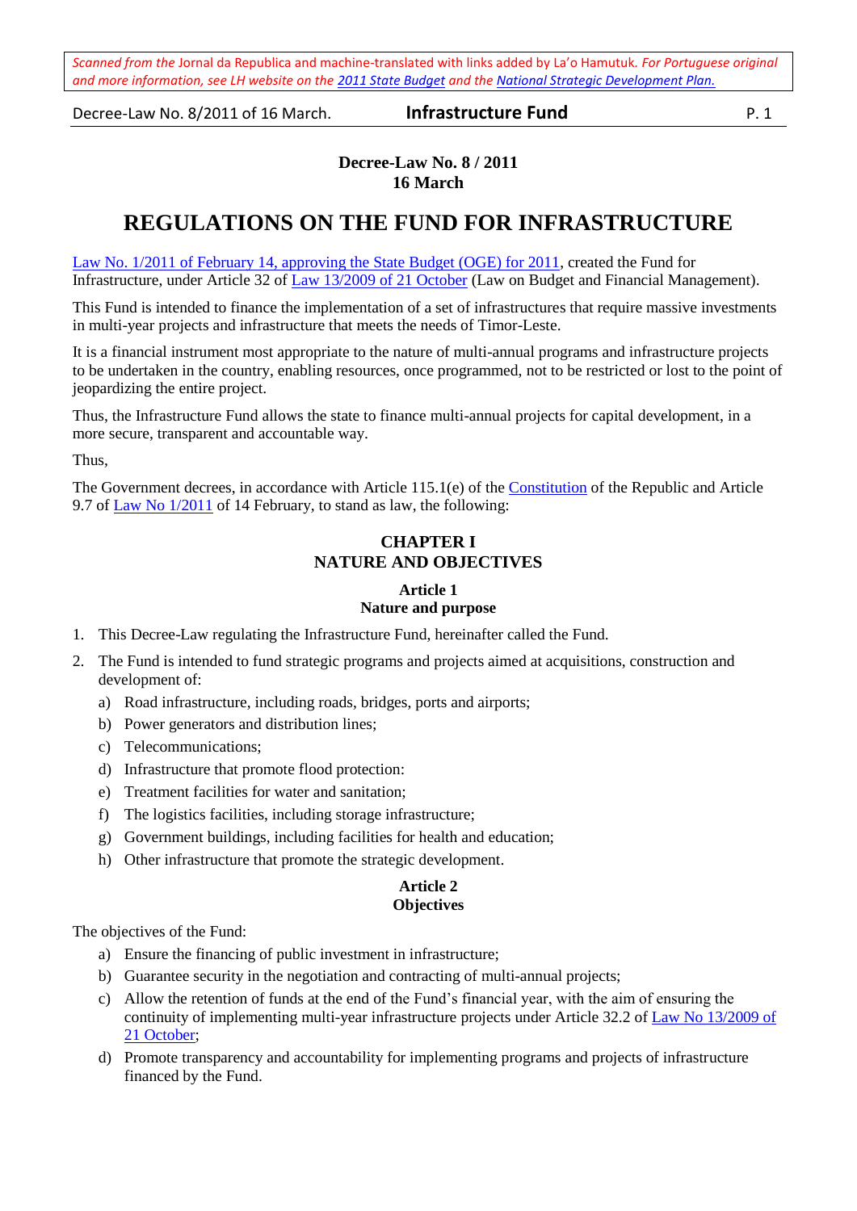*Scanned from the* Jornal da Republica *and machine-translated with links added by La'o Hamutuk. For Portuguese original and more information, see LH website on the 2011 State Budget and the National Strategic Development Plan.*

# Decree-Law No. 8 / 2011
## 16 March

# REGULATIONS ON THE FUND FOR INFRASTRUCTURE

Law No. 1/2011 of February 14, approving the State Budget (OGE) for 2011, created the Fund for Infrastructure, under Article 32 of Law 13/2009 of 21 October (Law on Budget and Financial Management).

This Fund is intended to finance the implementation of a set of infrastructures that require massive investments in multi-year projects and infrastructure that meets the needs of Timor-Leste.

It is a financial instrument most appropriate to the nature of multi-annual programs and infrastructure projects to be undertaken in the country, enabling resources, once programmed, not to be restricted or lost to the point of jeopardizing the entire project.

Thus, the Infrastructure Fund allows the state to finance multi-annual projects for capital development, in a more secure, transparent and accountable way.

Thus,

The Government decrees, in accordance with Article 115.1(e) of the Constitution of the Republic and Article 9.7 of Law No 1/2011 of 14 February, to stand as law, the following:

## CHAPTER I
## NATURE AND OBJECTIVES

### Article 1
### Nature and purpose

1. This Decree-Law regulating the Infrastructure Fund, hereinafter called the Fund.
2. The Fund is intended to fund strategic programs and projects aimed at acquisitions, construction and development of:
   a) Road infrastructure, including roads, bridges, ports and airports;
   b) Power generators and distribution lines;
   c) Telecommunications;
   d) Infrastructure that promote flood protection:
   e) Treatment facilities for water and sanitation;
   f) The logistics facilities, including storage infrastructure;
   g) Government buildings, including facilities for health and education;
   h) Other infrastructure that promote the strategic development.

### Article 2
### Objectives

The objectives of the Fund:

a) Ensure the financing of public investment in infrastructure;
b) Guarantee security in the negotiation and contracting of multi-annual projects;
c) Allow the retention of funds at the end of the Fund's financial year, with the aim of ensuring the continuity of implementing multi-year infrastructure projects under Article 32.2 of Law No 13/2009 of 21 October;
d) Promote transparency and accountability for implementing programs and projects of infrastructure financed by the Fund.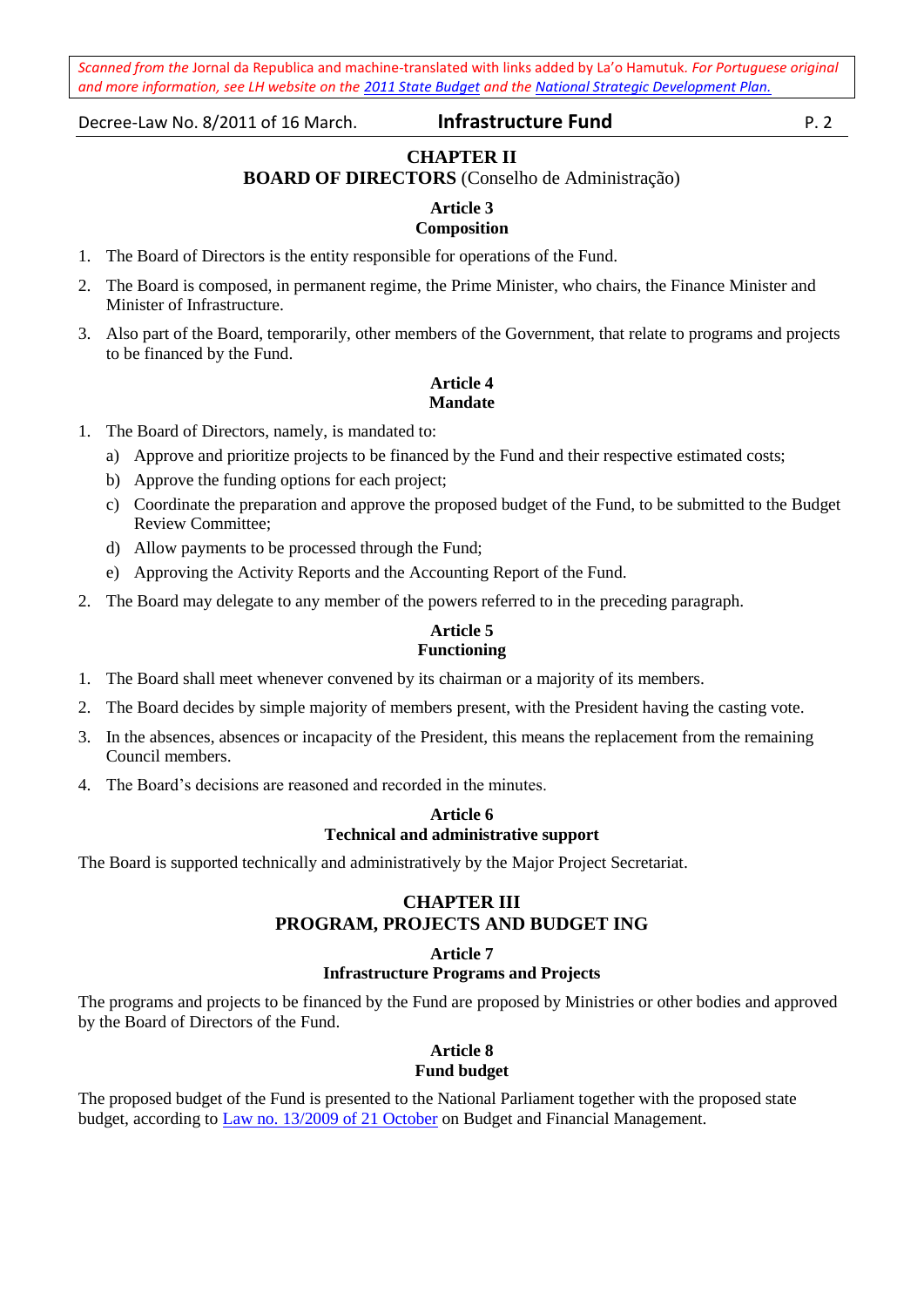## CHAPTER II
## BOARD OF DIRECTORS (Conselho de Administração)

### Article 3
### Composition

1. The Board of Directors is the entity responsible for operations of the Fund.
2. The Board is composed, in permanent regime, the Prime Minister, who chairs, the Finance Minister and Minister of Infrastructure.
3. Also part of the Board, temporarily, other members of the Government, that relate to programs and projects to be financed by the Fund.

### Article 4
### Mandate

1. The Board of Directors, namely, is mandated to:
   a) Approve and prioritize projects to be financed by the Fund and their respective estimated costs;
   b) Approve the funding options for each project;
   c) Coordinate the preparation and approve the proposed budget of the Fund, to be submitted to the Budget Review Committee;
   d) Allow payments to be processed through the Fund;
   e) Approving the Activity Reports and the Accounting Report of the Fund.
2. The Board may delegate to any member of the powers referred to in the preceding paragraph.

### Article 5
### Functioning

1. The Board shall meet whenever convened by its chairman or a majority of its members.
2. The Board decides by simple majority of members present, with the President having the casting vote.
3. In the absences, absences or incapacity of the President, this means the replacement from the remaining Council members.
4. The Board's decisions are reasoned and recorded in the minutes.

### Article 6
### Technical and administrative support

The Board is supported technically and administratively by the Major Project Secretariat.

## CHAPTER III
## PROGRAM, PROJECTS AND BUDGET ING

### Article 7
### Infrastructure Programs and Projects

The programs and projects to be financed by the Fund are proposed by Ministries or other bodies and approved by the Board of Directors of the Fund.

### Article 8
### Fund budget

The proposed budget of the Fund is presented to the National Parliament together with the proposed state budget, according to Law no. 13/2009 of 21 October on Budget and Financial Management.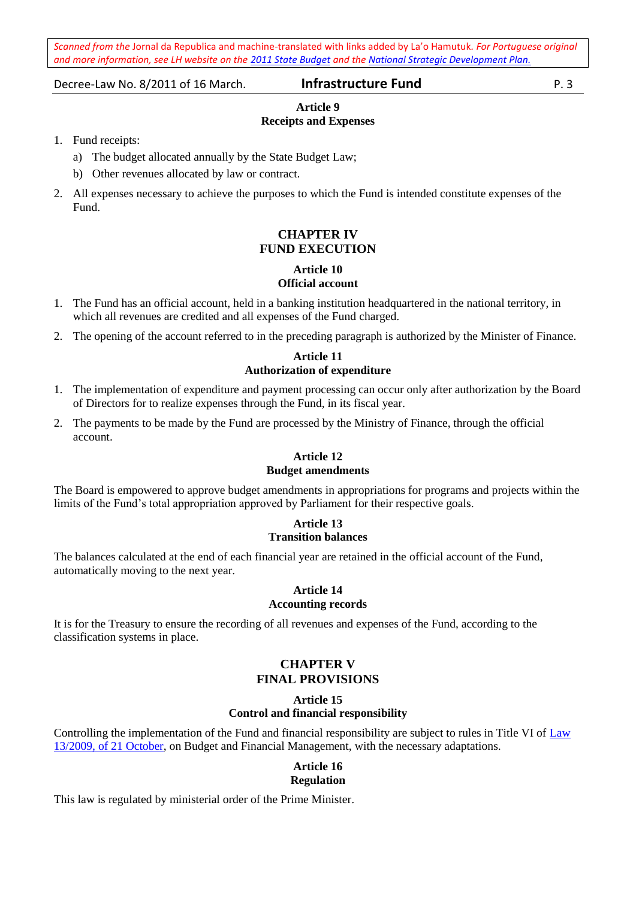### Article 9
### Receipts and Expenses

1. Fund receipts:
   a) The budget allocated annually by the State Budget Law;
   b) Other revenues allocated by law or contract.
2. All expenses necessary to achieve the purposes to which the Fund is intended constitute expenses of the Fund.

## CHAPTER IV
## FUND EXECUTION

### Article 10
### Official account

1. The Fund has an official account, held in a banking institution headquartered in the national territory, in which all revenues are credited and all expenses of the Fund charged.
2. The opening of the account referred to in the preceding paragraph is authorized by the Minister of Finance.

### Article 11
### Authorization of expenditure

1. The implementation of expenditure and payment processing can occur only after authorization by the Board of Directors for to realize expenses through the Fund, in its fiscal year.
2. The payments to be made by the Fund are processed by the Ministry of Finance, through the official account.

### Article 12
### Budget amendments

The Board is empowered to approve budget amendments in appropriations for programs and projects within the limits of the Fund's total appropriation approved by Parliament for their respective goals.

### Article 13
### Transition balances

The balances calculated at the end of each financial year are retained in the official account of the Fund, automatically moving to the next year.

### Article 14
### Accounting records

It is for the Treasury to ensure the recording of all revenues and expenses of the Fund, according to the classification systems in place.

## CHAPTER V
## FINAL PROVISIONS

### Article 15
### Control and financial responsibility

Controlling the implementation of the Fund and financial responsibility are subject to rules in Title VI of Law 13/2009, of 21 October, on Budget and Financial Management, with the necessary adaptations.

### Article 16
### Regulation

This law is regulated by ministerial order of the Prime Minister.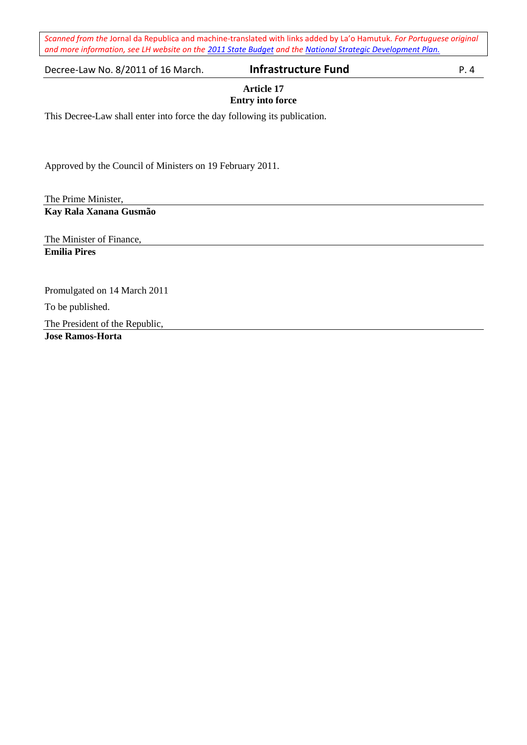### Article 17
### Entry into force

This Decree-Law shall enter into force the day following its publication.

Approved by the Council of Ministers on 19 February 2011.

The Prime Minister,

**Kay Rala Xanana Gusmão**

The Minister of Finance,

**Emilia Pires**

Promulgated on 14 March 2011

To be published.

The President of the Republic,

**Jose Ramos-Horta**